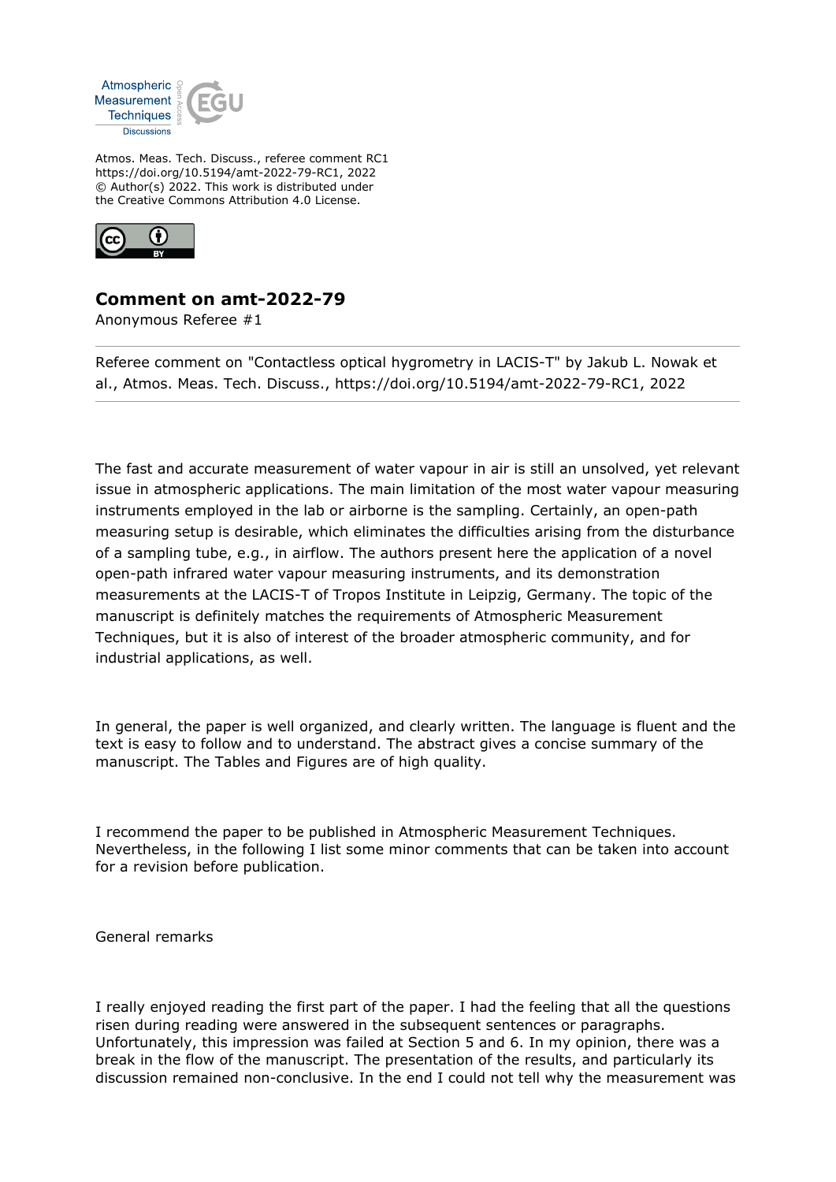Atmos. Meas. Tech. Discuss., referee comment RC1
https://doi.org/10.5194/amt-2022-79-RC1, 2022
© Author(s) 2022. This work is distributed under
the Creative Commons Attribution 4.0 License.

## Comment on amt-2022-79

Anonymous Referee #1

Referee comment on "Contactless optical hygrometry in LACIS-T" by Jakub L. Nowak et al., Atmos. Meas. Tech. Discuss., https://doi.org/10.5194/amt-2022-79-RC1, 2022

The fast and accurate measurement of water vapour in air is still an unsolved, yet relevant issue in atmospheric applications. The main limitation of the most water vapour measuring instruments employed in the lab or airborne is the sampling. Certainly, an open-path measuring setup is desirable, which eliminates the difficulties arising from the disturbance of a sampling tube, e.g., in airflow. The authors present here the application of a novel open-path infrared water vapour measuring instruments, and its demonstration measurements at the LACIS-T of Tropos Institute in Leipzig, Germany. The topic of the manuscript is definitely matches the requirements of Atmospheric Measurement Techniques, but it is also of interest of the broader atmospheric community, and for industrial applications, as well.

In general, the paper is well organized, and clearly written. The language is fluent and the text is easy to follow and to understand. The abstract gives a concise summary of the manuscript. The Tables and Figures are of high quality.

I recommend the paper to be published in Atmospheric Measurement Techniques. Nevertheless, in the following I list some minor comments that can be taken into account for a revision before publication.

General remarks

I really enjoyed reading the first part of the paper. I had the feeling that all the questions risen during reading were answered in the subsequent sentences or paragraphs. Unfortunately, this impression was failed at Section 5 and 6. In my opinion, there was a break in the flow of the manuscript. The presentation of the results, and particularly its discussion remained non-conclusive. In the end I could not tell why the measurement was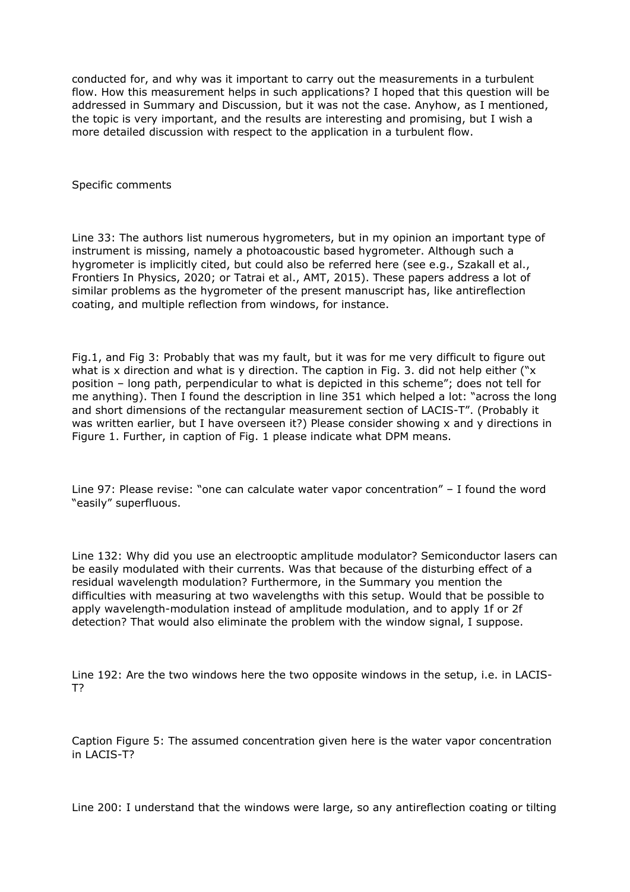conducted for, and why was it important to carry out the measurements in a turbulent flow. How this measurement helps in such applications? I hoped that this question will be addressed in Summary and Discussion, but it was not the case. Anyhow, as I mentioned, the topic is very important, and the results are interesting and promising, but I wish a more detailed discussion with respect to the application in a turbulent flow.

Specific comments

Line 33: The authors list numerous hygrometers, but in my opinion an important type of instrument is missing, namely a photoacoustic based hygrometer. Although such a hygrometer is implicitly cited, but could also be referred here (see e.g., Szakall et al., Frontiers In Physics, 2020; or Tatrai et al., AMT, 2015). These papers address a lot of similar problems as the hygrometer of the present manuscript has, like antireflection coating, and multiple reflection from windows, for instance.

Fig.1, and Fig 3: Probably that was my fault, but it was for me very difficult to figure out what is x direction and what is y direction. The caption in Fig. 3. did not help either ("x position – long path, perpendicular to what is depicted in this scheme"; does not tell for me anything). Then I found the description in line 351 which helped a lot: "across the long and short dimensions of the rectangular measurement section of LACIS-T". (Probably it was written earlier, but I have overseen it?) Please consider showing x and y directions in Figure 1. Further, in caption of Fig. 1 please indicate what DPM means.

Line 97: Please revise: "one can calculate water vapor concentration" – I found the word "easily" superfluous.

Line 132: Why did you use an electrooptic amplitude modulator? Semiconductor lasers can be easily modulated with their currents. Was that because of the disturbing effect of a residual wavelength modulation? Furthermore, in the Summary you mention the difficulties with measuring at two wavelengths with this setup. Would that be possible to apply wavelength-modulation instead of amplitude modulation, and to apply 1f or 2f detection? That would also eliminate the problem with the window signal, I suppose.

Line 192: Are the two windows here the two opposite windows in the setup, i.e. in LACIS-T?

Caption Figure 5: The assumed concentration given here is the water vapor concentration in LACIS-T?

Line 200: I understand that the windows were large, so any antireflection coating or tilting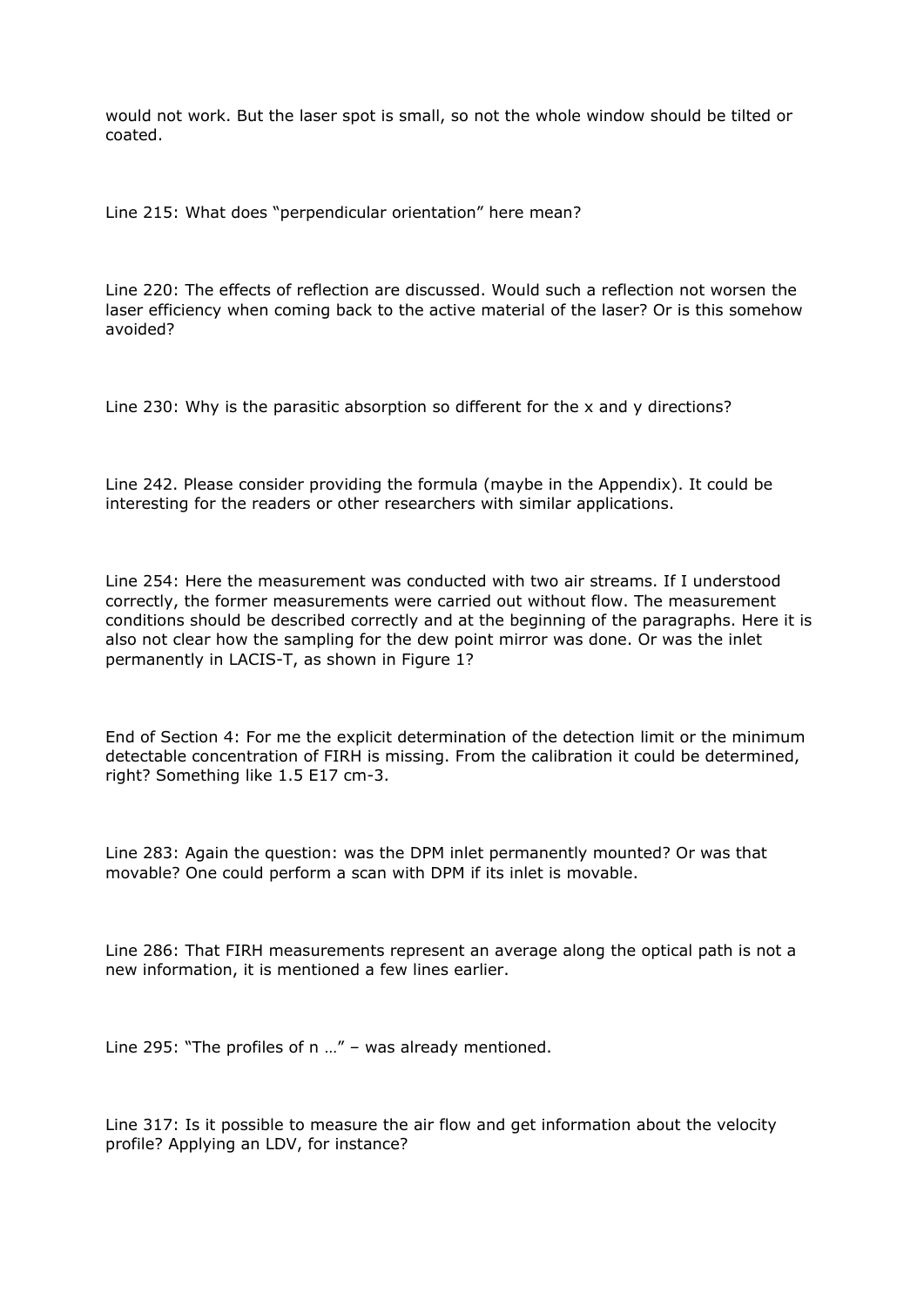would not work. But the laser spot is small, so not the whole window should be tilted or coated.

Line 215: What does "perpendicular orientation" here mean?

Line 220: The effects of reflection are discussed. Would such a reflection not worsen the laser efficiency when coming back to the active material of the laser? Or is this somehow avoided?

Line 230: Why is the parasitic absorption so different for the x and y directions?

Line 242. Please consider providing the formula (maybe in the Appendix). It could be interesting for the readers or other researchers with similar applications.

Line 254: Here the measurement was conducted with two air streams. If I understood correctly, the former measurements were carried out without flow. The measurement conditions should be described correctly and at the beginning of the paragraphs. Here it is also not clear how the sampling for the dew point mirror was done. Or was the inlet permanently in LACIS-T, as shown in Figure 1?

End of Section 4: For me the explicit determination of the detection limit or the minimum detectable concentration of FIRH is missing. From the calibration it could be determined, right? Something like 1.5 E17 cm-3.

Line 283: Again the question: was the DPM inlet permanently mounted? Or was that movable? One could perform a scan with DPM if its inlet is movable.

Line 286: That FIRH measurements represent an average along the optical path is not a new information, it is mentioned a few lines earlier.

Line 295: "The profiles of n …" – was already mentioned.

Line 317: Is it possible to measure the air flow and get information about the velocity profile? Applying an LDV, for instance?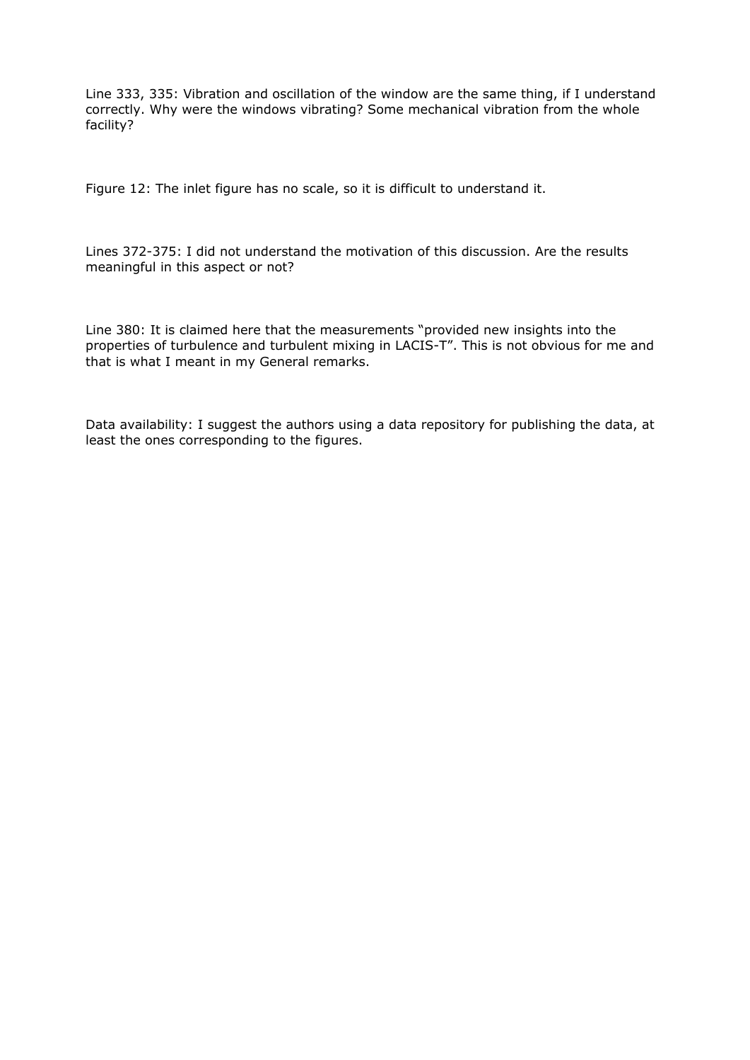Line 333, 335: Vibration and oscillation of the window are the same thing, if I understand correctly. Why were the windows vibrating? Some mechanical vibration from the whole facility?

Figure 12: The inlet figure has no scale, so it is difficult to understand it.

Lines 372-375: I did not understand the motivation of this discussion. Are the results meaningful in this aspect or not?

Line 380: It is claimed here that the measurements "provided new insights into the properties of turbulence and turbulent mixing in LACIS-T". This is not obvious for me and that is what I meant in my General remarks.

Data availability: I suggest the authors using a data repository for publishing the data, at least the ones corresponding to the figures.